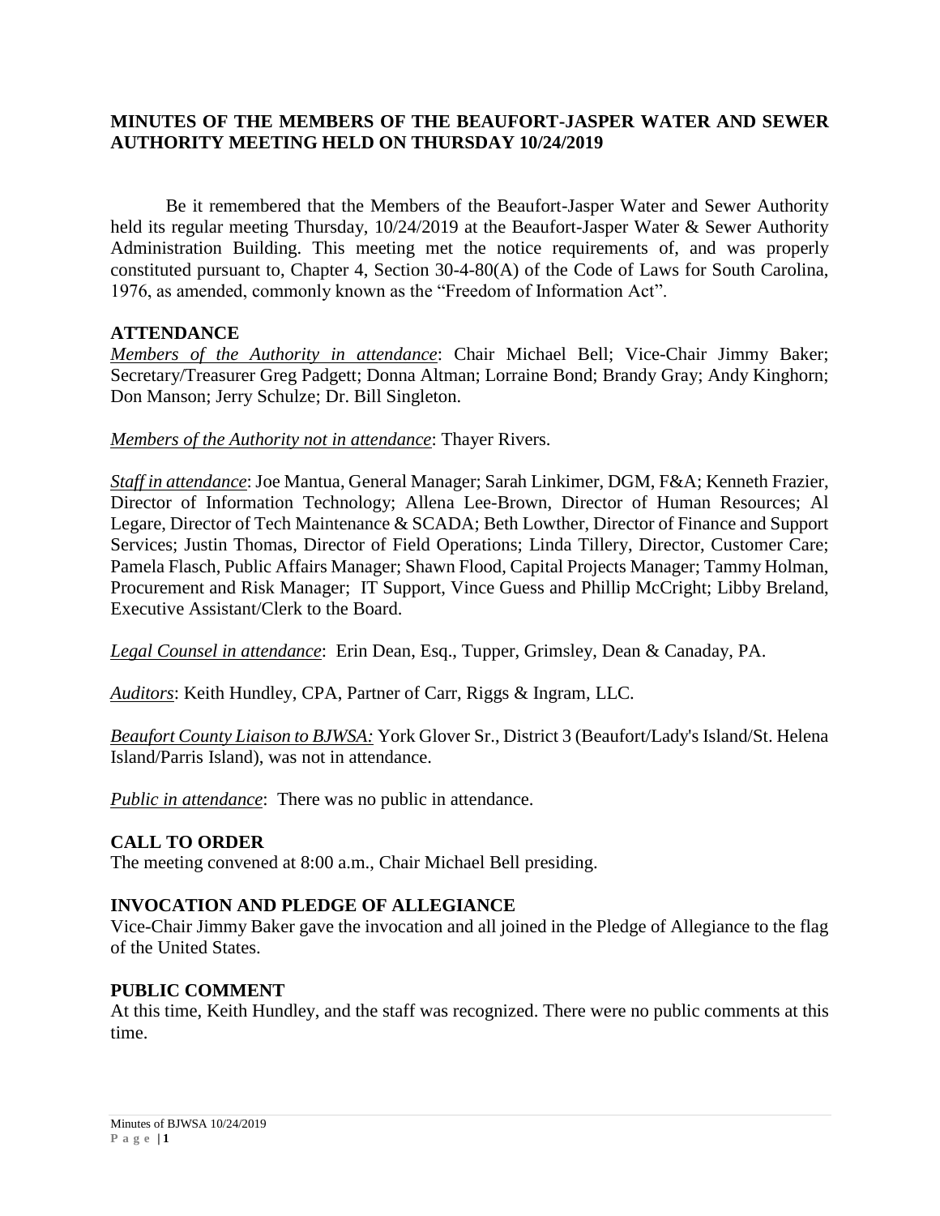# MINUTES OF THE MEMBERS OF THE BEAUFORT-JASPER WATER AND SEWER AUTHORITY MEETING HELD ON THURSDAY 10/24/2019

Be it remembered that the Members of the Beaufort-Jasper Water and Sewer Authority held its regular meeting Thursday, 10/24/2019 at the Beaufort-Jasper Water & Sewer Authority Administration Building. This meeting met the notice requirements of, and was properly constituted pursuant to, Chapter 4, Section 30-4-80(A) of the Code of Laws for South Carolina, 1976, as amended, commonly known as the "Freedom of Information Act".

## ATTENDANCE

*Members of the Authority in attendance*: Chair Michael Bell; Vice-Chair Jimmy Baker; Secretary/Treasurer Greg Padgett; Donna Altman; Lorraine Bond; Brandy Gray; Andy Kinghorn; Don Manson; Jerry Schulze; Dr. Bill Singleton.

*Members of the Authority not in attendance*: Thayer Rivers.

*Staff in attendance*: Joe Mantua, General Manager; Sarah Linkimer, DGM, F&A; Kenneth Frazier, Director of Information Technology; Allena Lee-Brown, Director of Human Resources; Al Legare, Director of Tech Maintenance & SCADA; Beth Lowther, Director of Finance and Support Services; Justin Thomas, Director of Field Operations; Linda Tillery, Director, Customer Care; Pamela Flasch, Public Affairs Manager; Shawn Flood, Capital Projects Manager; Tammy Holman, Procurement and Risk Manager; IT Support, Vince Guess and Phillip McCright; Libby Breland, Executive Assistant/Clerk to the Board.

*Legal Counsel in attendance*: Erin Dean, Esq., Tupper, Grimsley, Dean & Canaday, PA.

*Auditors*: Keith Hundley, CPA, Partner of Carr, Riggs & Ingram, LLC.

*Beaufort County Liaison to BJWSA:* York Glover Sr., District 3 (Beaufort/Lady's Island/St. Helena Island/Parris Island), was not in attendance.

*Public in attendance*: There was no public in attendance.

## CALL TO ORDER

The meeting convened at 8:00 a.m., Chair Michael Bell presiding.

## INVOCATION AND PLEDGE OF ALLEGIANCE

Vice-Chair Jimmy Baker gave the invocation and all joined in the Pledge of Allegiance to the flag of the United States.

## PUBLIC COMMENT

At this time, Keith Hundley, and the staff was recognized. There were no public comments at this time.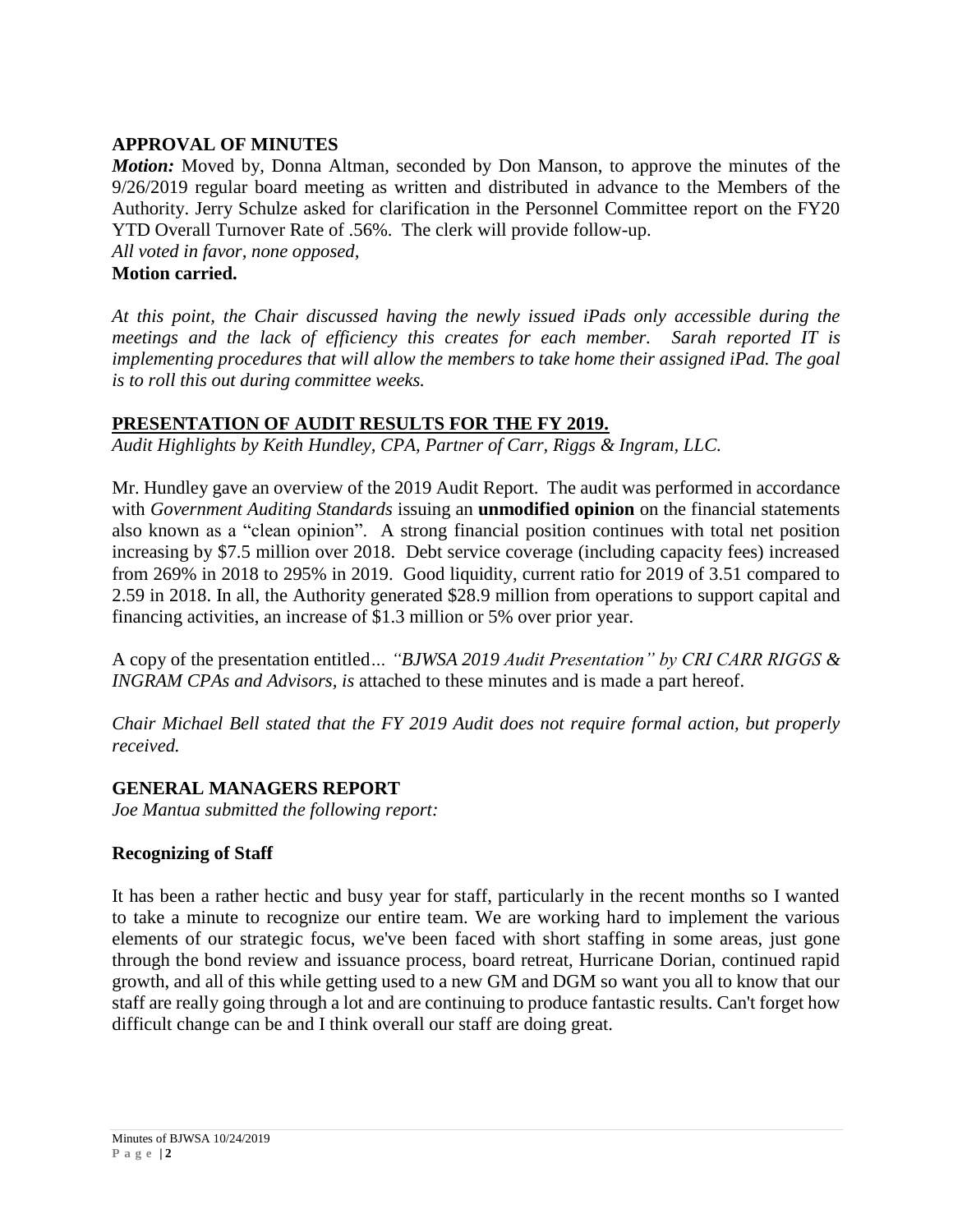## APPROVAL OF MINUTES

***Motion:*** Moved by, Donna Altman, seconded by Don Manson, to approve the minutes of the 9/26/2019 regular board meeting as written and distributed in advance to the Members of the Authority. Jerry Schulze asked for clarification in the Personnel Committee report on the FY20 YTD Overall Turnover Rate of .56%. The clerk will provide follow-up.

*All voted in favor, none opposed,*

**Motion carried.**

*At this point, the Chair discussed having the newly issued iPads only accessible during the meetings and the lack of efficiency this creates for each member. Sarah reported IT is implementing procedures that will allow the members to take home their assigned iPad. The goal is to roll this out during committee weeks.*

## PRESENTATION OF AUDIT RESULTS FOR THE FY 2019.

*Audit Highlights by Keith Hundley, CPA, Partner of Carr, Riggs & Ingram, LLC.*

Mr. Hundley gave an overview of the 2019 Audit Report. The audit was performed in accordance with *Government Auditing Standards* issuing an **unmodified opinion** on the financial statements also known as a "clean opinion". A strong financial position continues with total net position increasing by $7.5 million over 2018. Debt service coverage (including capacity fees) increased from 269% in 2018 to 295% in 2019. Good liquidity, current ratio for 2019 of 3.51 compared to 2.59 in 2018. In all, the Authority generated $28.9 million from operations to support capital and financing activities, an increase of $1.3 million or 5% over prior year.

A copy of the presentation entitled… *"BJWSA 2019 Audit Presentation" by CRI CARR RIGGS & INGRAM CPAs and Advisors, is* attached to these minutes and is made a part hereof.

*Chair Michael Bell stated that the FY 2019 Audit does not require formal action, but properly received.*

## GENERAL MANAGERS REPORT

*Joe Mantua submitted the following report:*

### Recognizing of Staff

It has been a rather hectic and busy year for staff, particularly in the recent months so I wanted to take a minute to recognize our entire team. We are working hard to implement the various elements of our strategic focus, we've been faced with short staffing in some areas, just gone through the bond review and issuance process, board retreat, Hurricane Dorian, continued rapid growth, and all of this while getting used to a new GM and DGM so want you all to know that our staff are really going through a lot and are continuing to produce fantastic results. Can't forget how difficult change can be and I think overall our staff are doing great.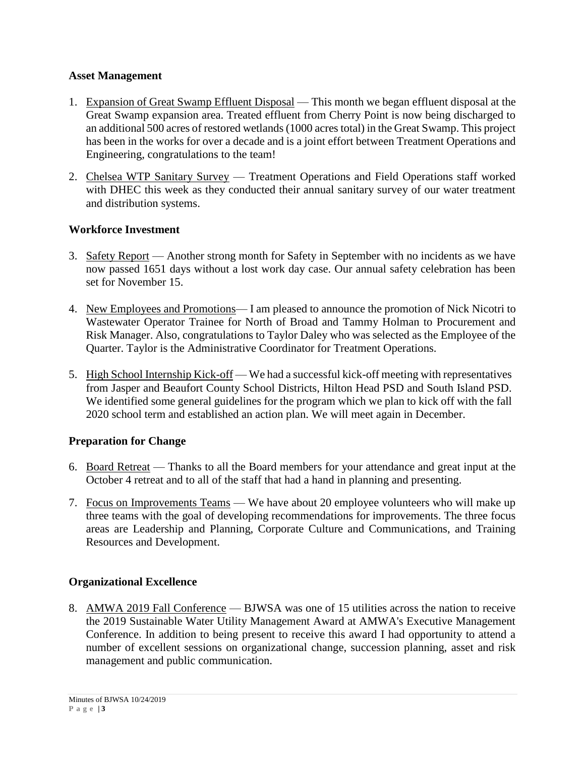**Asset Management**

1. Expansion of Great Swamp Effluent Disposal — This month we began effluent disposal at the Great Swamp expansion area. Treated effluent from Cherry Point is now being discharged to an additional 500 acres of restored wetlands (1000 acres total) in the Great Swamp. This project has been in the works for over a decade and is a joint effort between Treatment Operations and Engineering, congratulations to the team!

2. Chelsea WTP Sanitary Survey — Treatment Operations and Field Operations staff worked with DHEC this week as they conducted their annual sanitary survey of our water treatment and distribution systems.

**Workforce Investment**

3. Safety Report — Another strong month for Safety in September with no incidents as we have now passed 1651 days without a lost work day case. Our annual safety celebration has been set for November 15.

4. New Employees and Promotions— I am pleased to announce the promotion of Nick Nicotri to Wastewater Operator Trainee for North of Broad and Tammy Holman to Procurement and Risk Manager. Also, congratulations to Taylor Daley who was selected as the Employee of the Quarter. Taylor is the Administrative Coordinator for Treatment Operations.

5. High School Internship Kick-off — We had a successful kick-off meeting with representatives from Jasper and Beaufort County School Districts, Hilton Head PSD and South Island PSD. We identified some general guidelines for the program which we plan to kick off with the fall 2020 school term and established an action plan. We will meet again in December.

**Preparation for Change**

6. Board Retreat — Thanks to all the Board members for your attendance and great input at the October 4 retreat and to all of the staff that had a hand in planning and presenting.

7. Focus on Improvements Teams — We have about 20 employee volunteers who will make up three teams with the goal of developing recommendations for improvements. The three focus areas are Leadership and Planning, Corporate Culture and Communications, and Training Resources and Development.

**Organizational Excellence**

8. AMWA 2019 Fall Conference — BJWSA was one of 15 utilities across the nation to receive the 2019 Sustainable Water Utility Management Award at AMWA's Executive Management Conference. In addition to being present to receive this award I had opportunity to attend a number of excellent sessions on organizational change, succession planning, asset and risk management and public communication.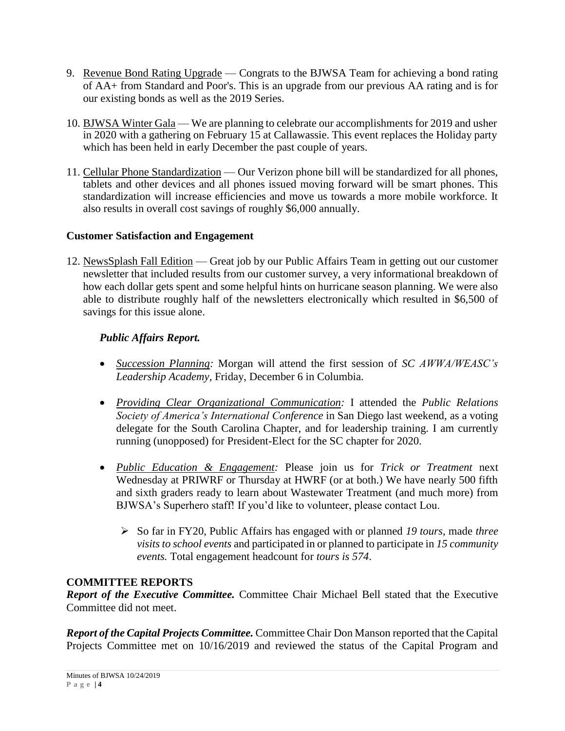9. Revenue Bond Rating Upgrade — Congrats to the BJWSA Team for achieving a bond rating of AA+ from Standard and Poor's. This is an upgrade from our previous AA rating and is for our existing bonds as well as the 2019 Series.

10. BJWSA Winter Gala — We are planning to celebrate our accomplishments for 2019 and usher in 2020 with a gathering on February 15 at Callawassie. This event replaces the Holiday party which has been held in early December the past couple of years.

11. Cellular Phone Standardization — Our Verizon phone bill will be standardized for all phones, tablets and other devices and all phones issued moving forward will be smart phones. This standardization will increase efficiencies and move us towards a more mobile workforce. It also results in overall cost savings of roughly $6,000 annually.

**Customer Satisfaction and Engagement**

12. NewsSplash Fall Edition — Great job by our Public Affairs Team in getting out our customer newsletter that included results from our customer survey, a very informational breakdown of how each dollar gets spent and some helpful hints on hurricane season planning. We were also able to distribute roughly half of the newsletters electronically which resulted in $6,500 of savings for this issue alone.

***Public Affairs Report.***

- *Succession Planning:* Morgan will attend the first session of *SC AWWA/WEASC's Leadership Academy*, Friday, December 6 in Columbia.

- *Providing Clear Organizational Communication:* I attended the *Public Relations Society of America's International Conference* in San Diego last weekend, as a voting delegate for the South Carolina Chapter, and for leadership training. I am currently running (unopposed) for President-Elect for the SC chapter for 2020.

- *Public Education & Engagement:* Please join us for *Trick or Treatment* next Wednesday at PRIWRF or Thursday at HWRF (or at both.) We have nearly 500 fifth and sixth graders ready to learn about Wastewater Treatment (and much more) from BJWSA's Superhero staff! If you'd like to volunteer, please contact Lou.

  - So far in FY20, Public Affairs has engaged with or planned *19 tours*, made *three visits to school events* and participated in or planned to participate in *15 community events.* Total engagement headcount for *tours is 574*.

**COMMITTEE REPORTS**

***Report of the Executive Committee.*** Committee Chair Michael Bell stated that the Executive Committee did not meet.

***Report of the Capital Projects Committee.*** Committee Chair Don Manson reported that the Capital Projects Committee met on 10/16/2019 and reviewed the status of the Capital Program and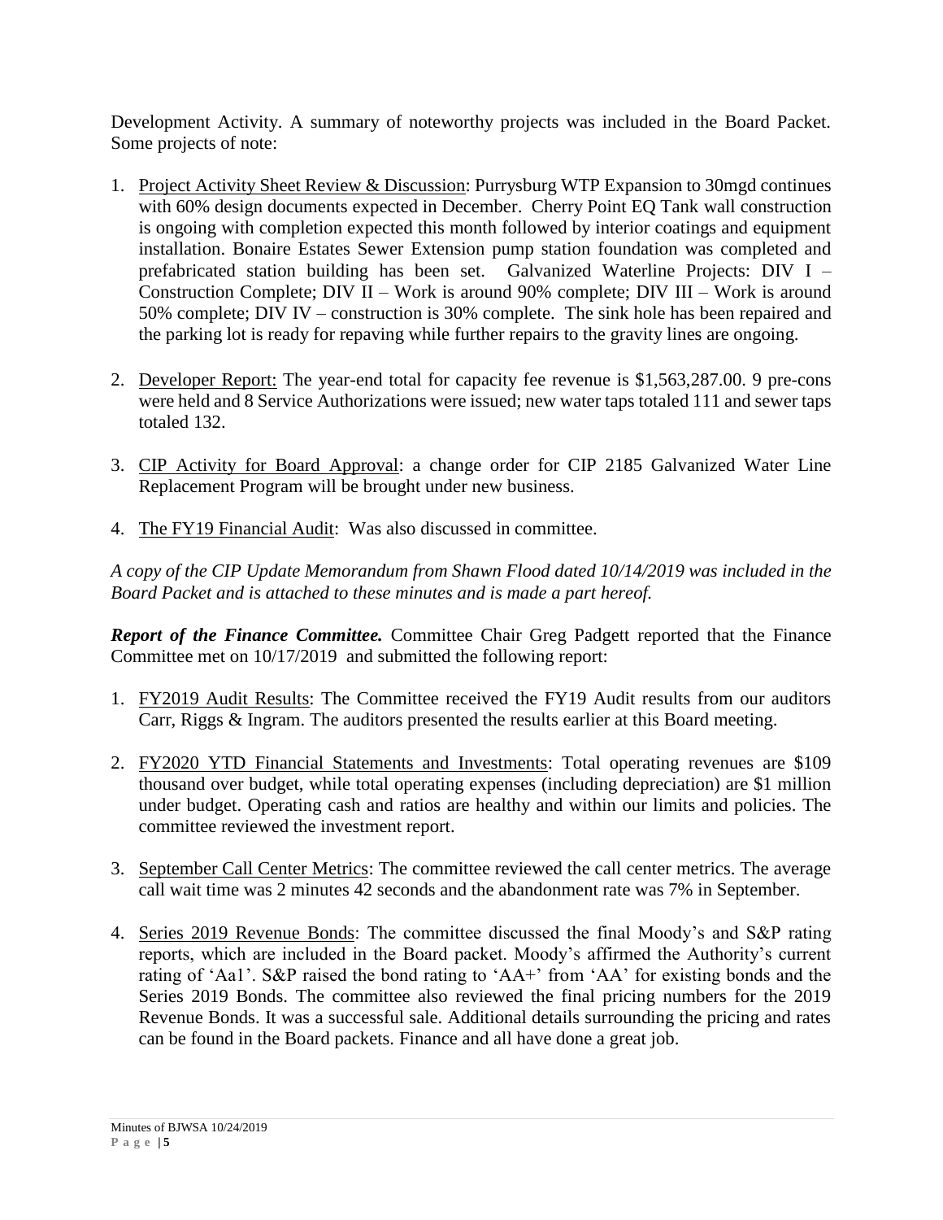Development Activity. A summary of noteworthy projects was included in the Board Packet. Some projects of note:

1. Project Activity Sheet Review & Discussion: Purrysburg WTP Expansion to 30mgd continues with 60% design documents expected in December. Cherry Point EQ Tank wall construction is ongoing with completion expected this month followed by interior coatings and equipment installation. Bonaire Estates Sewer Extension pump station foundation was completed and prefabricated station building has been set. Galvanized Waterline Projects: DIV I – Construction Complete; DIV II – Work is around 90% complete; DIV III – Work is around 50% complete; DIV IV – construction is 30% complete. The sink hole has been repaired and the parking lot is ready for repaving while further repairs to the gravity lines are ongoing.

2. Developer Report: The year-end total for capacity fee revenue is $1,563,287.00. 9 pre-cons were held and 8 Service Authorizations were issued; new water taps totaled 111 and sewer taps totaled 132.

3. CIP Activity for Board Approval: a change order for CIP 2185 Galvanized Water Line Replacement Program will be brought under new business.

4. The FY19 Financial Audit: Was also discussed in committee.

*A copy of the CIP Update Memorandum from Shawn Flood dated 10/14/2019 was included in the Board Packet and is attached to these minutes and is made a part hereof.*

***Report of the Finance Committee.*** Committee Chair Greg Padgett reported that the Finance Committee met on 10/17/2019 and submitted the following report:

1. FY2019 Audit Results: The Committee received the FY19 Audit results from our auditors Carr, Riggs & Ingram. The auditors presented the results earlier at this Board meeting.

2. FY2020 YTD Financial Statements and Investments: Total operating revenues are $109 thousand over budget, while total operating expenses (including depreciation) are $1 million under budget. Operating cash and ratios are healthy and within our limits and policies. The committee reviewed the investment report.

3. September Call Center Metrics: The committee reviewed the call center metrics. The average call wait time was 2 minutes 42 seconds and the abandonment rate was 7% in September.

4. Series 2019 Revenue Bonds: The committee discussed the final Moody's and S&P rating reports, which are included in the Board packet. Moody's affirmed the Authority's current rating of 'Aa1'. S&P raised the bond rating to 'AA+' from 'AA' for existing bonds and the Series 2019 Bonds. The committee also reviewed the final pricing numbers for the 2019 Revenue Bonds. It was a successful sale. Additional details surrounding the pricing and rates can be found in the Board packets. Finance and all have done a great job.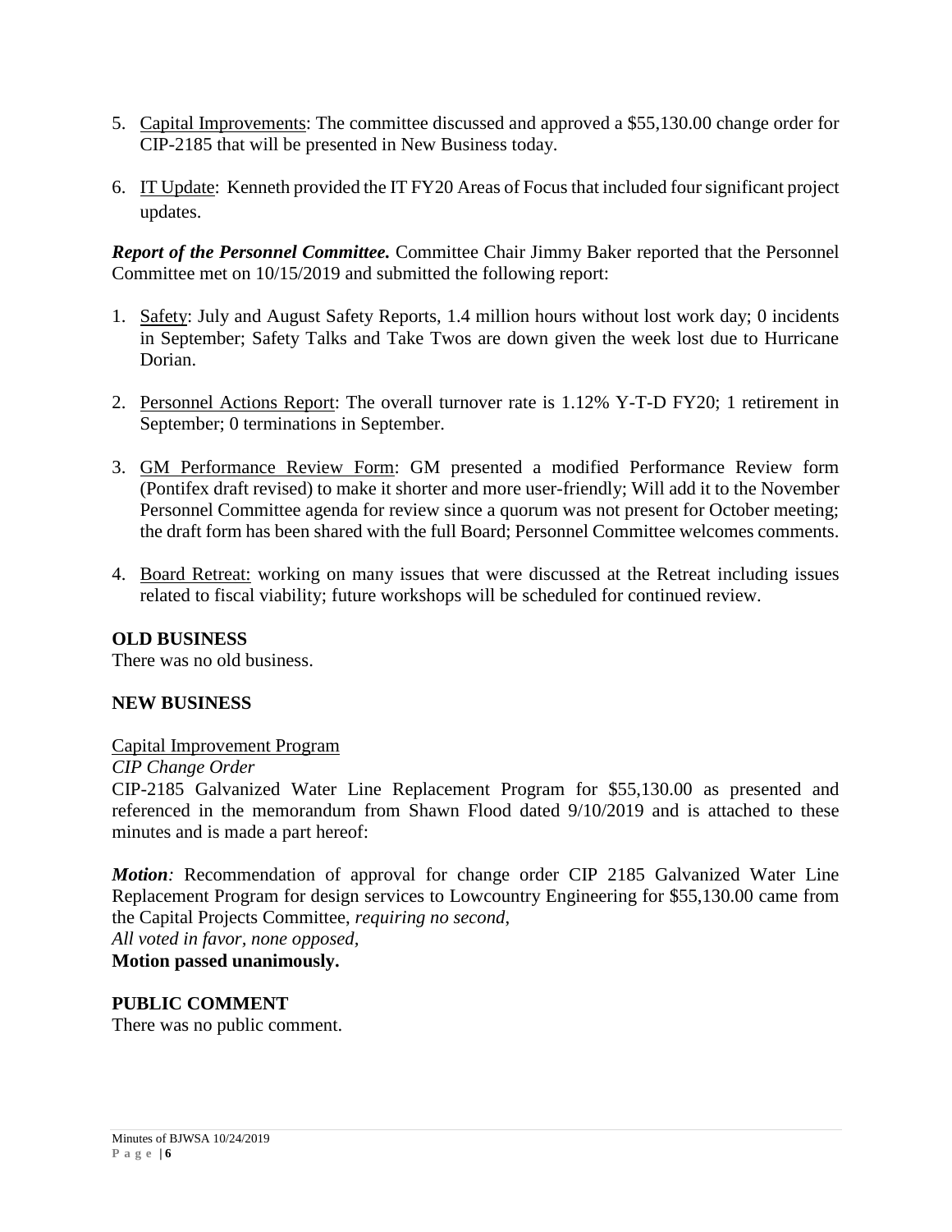5. Capital Improvements: The committee discussed and approved a $55,130.00 change order for CIP-2185 that will be presented in New Business today.

6. IT Update: Kenneth provided the IT FY20 Areas of Focus that included four significant project updates.

***Report of the Personnel Committee.*** Committee Chair Jimmy Baker reported that the Personnel Committee met on 10/15/2019 and submitted the following report:

1. Safety: July and August Safety Reports, 1.4 million hours without lost work day; 0 incidents in September; Safety Talks and Take Twos are down given the week lost due to Hurricane Dorian.

2. Personnel Actions Report: The overall turnover rate is 1.12% Y-T-D FY20; 1 retirement in September; 0 terminations in September.

3. GM Performance Review Form: GM presented a modified Performance Review form (Pontifex draft revised) to make it shorter and more user-friendly; Will add it to the November Personnel Committee agenda for review since a quorum was not present for October meeting; the draft form has been shared with the full Board; Personnel Committee welcomes comments.

4. Board Retreat: working on many issues that were discussed at the Retreat including issues related to fiscal viability; future workshops will be scheduled for continued review.

**OLD BUSINESS**

There was no old business.

**NEW BUSINESS**

Capital Improvement Program

*CIP Change Order*

CIP-2185 Galvanized Water Line Replacement Program for $55,130.00 as presented and referenced in the memorandum from Shawn Flood dated 9/10/2019 and is attached to these minutes and is made a part hereof:

***Motion**:* Recommendation of approval for change order CIP 2185 Galvanized Water Line Replacement Program for design services to Lowcountry Engineering for $55,130.00 came from the Capital Projects Committee, *requiring no second*,
*All voted in favor, none opposed*,
**Motion passed unanimously.**

**PUBLIC COMMENT**

There was no public comment.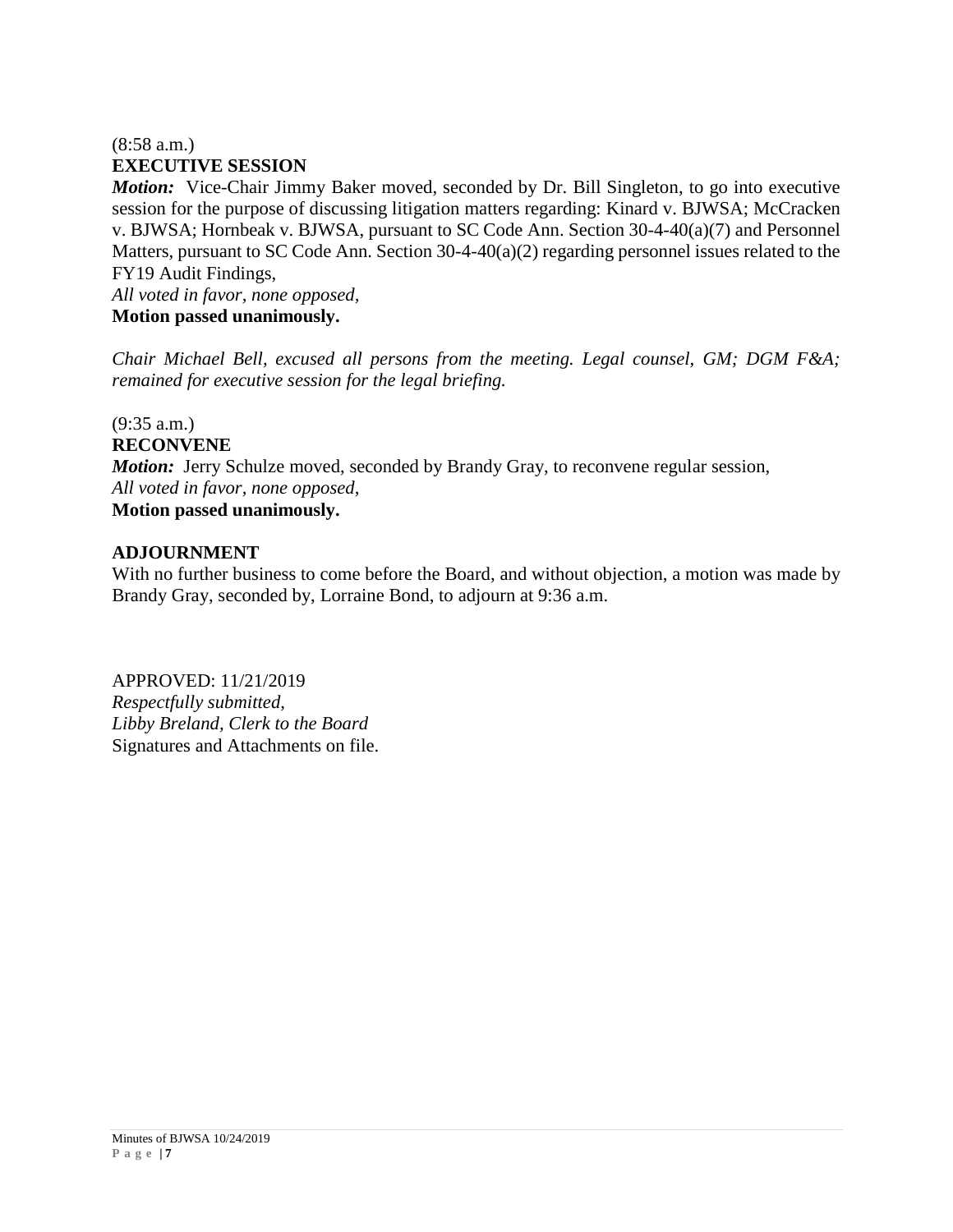(8:58 a.m.)

**EXECUTIVE SESSION**

***Motion:*** Vice-Chair Jimmy Baker moved, seconded by Dr. Bill Singleton, to go into executive session for the purpose of discussing litigation matters regarding: Kinard v. BJWSA; McCracken v. BJWSA; Hornbeak v. BJWSA, pursuant to SC Code Ann. Section 30-4-40(a)(7) and Personnel Matters, pursuant to SC Code Ann. Section 30-4-40(a)(2) regarding personnel issues related to the FY19 Audit Findings,

*All voted in favor, none opposed,*

**Motion passed unanimously.**

*Chair Michael Bell, excused all persons from the meeting. Legal counsel, GM; DGM F&A; remained for executive session for the legal briefing.*

(9:35 a.m.)

**RECONVENE**

***Motion:*** Jerry Schulze moved, seconded by Brandy Gray, to reconvene regular session,

*All voted in favor, none opposed,*

**Motion passed unanimously.**

**ADJOURNMENT**

With no further business to come before the Board, and without objection, a motion was made by Brandy Gray, seconded by, Lorraine Bond, to adjourn at 9:36 a.m.

APPROVED: 11/21/2019

*Respectfully submitted,*

*Libby Breland, Clerk to the Board*

Signatures and Attachments on file.